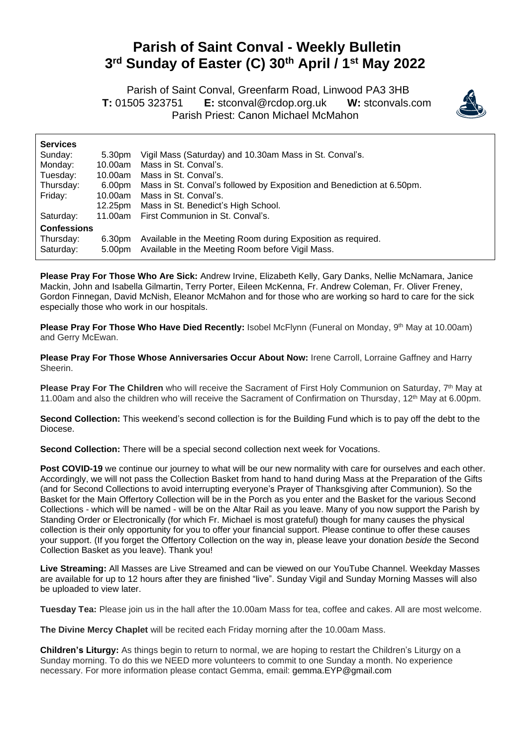# Parish of Saint Conval - Weekly Bulletin
# 3rd Sunday of Easter (C) 30th April / 1st May 2022

Parish of Saint Conval, Greenfarm Road, Linwood PA3 3HB
**T:** 01505 323751 **E:** stconval@rcdop.org.uk **W:** stconvals.com
Parish Priest: Canon Michael McMahon

| **Services** | | |
|---|---|---|
| Sunday: | 5.30pm | Vigil Mass (Saturday) and 10.30am Mass in St. Conval's. |
| Monday: | 10.00am | Mass in St. Conval's. |
| Tuesday: | 10.00am | Mass in St. Conval's. |
| Thursday: | 6.00pm | Mass in St. Conval's followed by Exposition and Benediction at 6.50pm. |
| Friday: | 10.00am | Mass in St. Conval's. |
| | 12.25pm | Mass in St. Benedict's High School. |
| Saturday: | 11.00am | First Communion in St. Conval's. |
| **Confessions** | | |
| Thursday: | 6.30pm | Available in the Meeting Room during Exposition as required. |
| Saturday: | 5.00pm | Available in the Meeting Room before Vigil Mass. |

**Please Pray For Those Who Are Sick:** Andrew Irvine, Elizabeth Kelly, Gary Danks, Nellie McNamara, Janice Mackin, John and Isabella Gilmartin, Terry Porter, Eileen McKenna, Fr. Andrew Coleman, Fr. Oliver Freney, Gordon Finnegan, David McNish, Eleanor McMahon and for those who are working so hard to care for the sick especially those who work in our hospitals.

**Please Pray For Those Who Have Died Recently:** Isobel McFlynn (Funeral on Monday, 9th May at 10.00am) and Gerry McEwan.

**Please Pray For Those Whose Anniversaries Occur About Now:** Irene Carroll, Lorraine Gaffney and Harry Sheerin.

**Please Pray For The Children** who will receive the Sacrament of First Holy Communion on Saturday, 7th May at 11.00am and also the children who will receive the Sacrament of Confirmation on Thursday, 12th May at 6.00pm.

**Second Collection:** This weekend's second collection is for the Building Fund which is to pay off the debt to the Diocese.

**Second Collection:** There will be a special second collection next week for Vocations.

**Post COVID-19** we continue our journey to what will be our new normality with care for ourselves and each other. Accordingly, we will not pass the Collection Basket from hand to hand during Mass at the Preparation of the Gifts (and for Second Collections to avoid interrupting everyone's Prayer of Thanksgiving after Communion). So the Basket for the Main Offertory Collection will be in the Porch as you enter and the Basket for the various Second Collections - which will be named - will be on the Altar Rail as you leave. Many of you now support the Parish by Standing Order or Electronically (for which Fr. Michael is most grateful) though for many causes the physical collection is their only opportunity for you to offer your financial support. Please continue to offer these causes your support. (If you forget the Offertory Collection on the way in, please leave your donation *beside* the Second Collection Basket as you leave). Thank you!

**Live Streaming:** All Masses are Live Streamed and can be viewed on our YouTube Channel. Weekday Masses are available for up to 12 hours after they are finished "live". Sunday Vigil and Sunday Morning Masses will also be uploaded to view later.

**Tuesday Tea:** Please join us in the hall after the 10.00am Mass for tea, coffee and cakes. All are most welcome.

**The Divine Mercy Chaplet** will be recited each Friday morning after the 10.00am Mass.

**Children's Liturgy:** As things begin to return to normal, we are hoping to restart the Children's Liturgy on a Sunday morning. To do this we NEED more volunteers to commit to one Sunday a month. No experience necessary. For more information please contact Gemma, email: gemma.EYP@gmail.com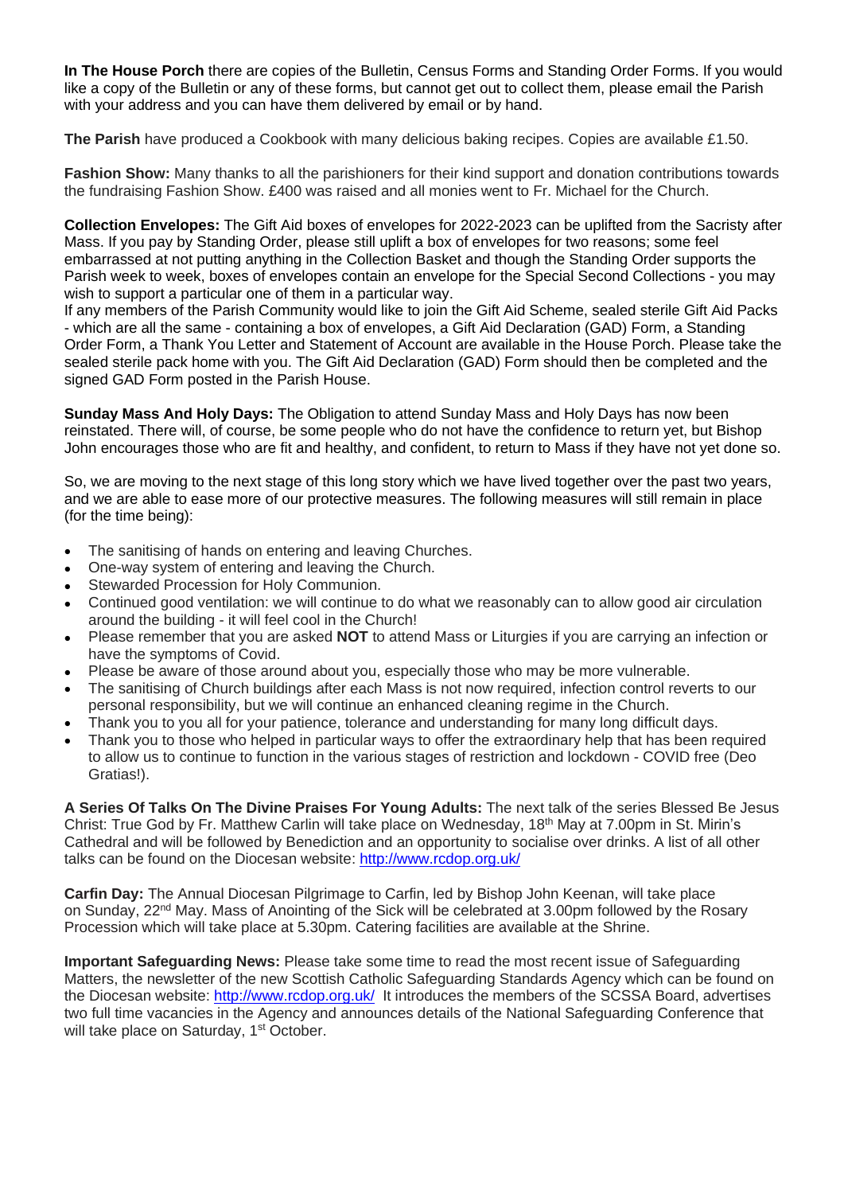**In The House Porch** there are copies of the Bulletin, Census Forms and Standing Order Forms. If you would like a copy of the Bulletin or any of these forms, but cannot get out to collect them, please email the Parish with your address and you can have them delivered by email or by hand.

**The Parish** have produced a Cookbook with many delicious baking recipes. Copies are available £1.50.

**Fashion Show:** Many thanks to all the parishioners for their kind support and donation contributions towards the fundraising Fashion Show. £400 was raised and all monies went to Fr. Michael for the Church.

**Collection Envelopes:** The Gift Aid boxes of envelopes for 2022-2023 can be uplifted from the Sacristy after Mass. If you pay by Standing Order, please still uplift a box of envelopes for two reasons; some feel embarrassed at not putting anything in the Collection Basket and though the Standing Order supports the Parish week to week, boxes of envelopes contain an envelope for the Special Second Collections - you may wish to support a particular one of them in a particular way.
If any members of the Parish Community would like to join the Gift Aid Scheme, sealed sterile Gift Aid Packs - which are all the same - containing a box of envelopes, a Gift Aid Declaration (GAD) Form, a Standing Order Form, a Thank You Letter and Statement of Account are available in the House Porch. Please take the sealed sterile pack home with you. The Gift Aid Declaration (GAD) Form should then be completed and the signed GAD Form posted in the Parish House.

**Sunday Mass And Holy Days:** The Obligation to attend Sunday Mass and Holy Days has now been reinstated. There will, of course, be some people who do not have the confidence to return yet, but Bishop John encourages those who are fit and healthy, and confident, to return to Mass if they have not yet done so.

So, we are moving to the next stage of this long story which we have lived together over the past two years, and we are able to ease more of our protective measures. The following measures will still remain in place (for the time being):

- The sanitising of hands on entering and leaving Churches.
- One-way system of entering and leaving the Church.
- Stewarded Procession for Holy Communion.
- Continued good ventilation: we will continue to do what we reasonably can to allow good air circulation around the building - it will feel cool in the Church!
- Please remember that you are asked **NOT** to attend Mass or Liturgies if you are carrying an infection or have the symptoms of Covid.
- Please be aware of those around about you, especially those who may be more vulnerable.
- The sanitising of Church buildings after each Mass is not now required, infection control reverts to our personal responsibility, but we will continue an enhanced cleaning regime in the Church.
- Thank you to you all for your patience, tolerance and understanding for many long difficult days.
- Thank you to those who helped in particular ways to offer the extraordinary help that has been required to allow us to continue to function in the various stages of restriction and lockdown - COVID free (Deo Gratias!).

**A Series Of Talks On The Divine Praises For Young Adults:** The next talk of the series Blessed Be Jesus Christ: True God by Fr. Matthew Carlin will take place on Wednesday, 18th May at 7.00pm in St. Mirin's Cathedral and will be followed by Benediction and an opportunity to socialise over drinks. A list of all other talks can be found on the Diocesan website: http://www.rcdop.org.uk/

**Carfin Day:** The Annual Diocesan Pilgrimage to Carfin, led by Bishop John Keenan, will take place on Sunday, 22nd May. Mass of Anointing of the Sick will be celebrated at 3.00pm followed by the Rosary Procession which will take place at 5.30pm. Catering facilities are available at the Shrine.

**Important Safeguarding News:** Please take some time to read the most recent issue of Safeguarding Matters, the newsletter of the new Scottish Catholic Safeguarding Standards Agency which can be found on the Diocesan website: http://www.rcdop.org.uk/ It introduces the members of the SCSSA Board, advertises two full time vacancies in the Agency and announces details of the National Safeguarding Conference that will take place on Saturday, 1st October.